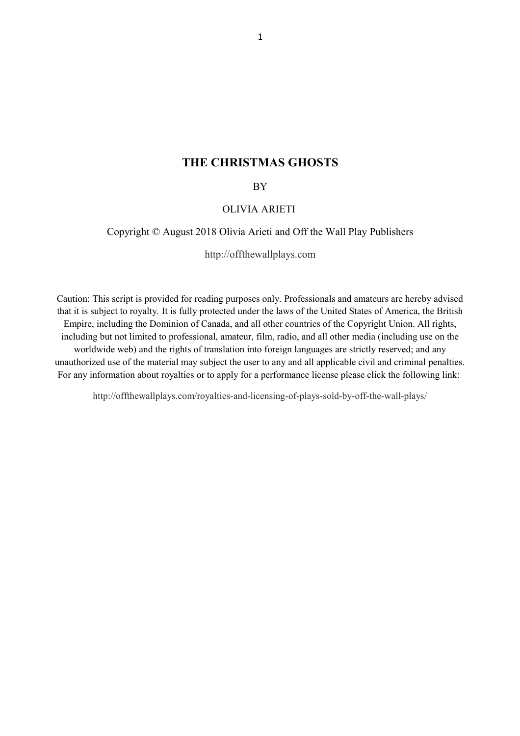# THE CHRISTMAS GHOSTS

BY

OLIVIA ARIETI

Copyright © August 2018 Olivia Arieti and Off the Wall Play Publishers

http://offthewallplays.com

Caution: This script is provided for reading purposes only. Professionals and amateurs are hereby advised that it is subject to royalty. It is fully protected under the laws of the United States of America, the British Empire, including the Dominion of Canada, and all other countries of the Copyright Union. All rights, including but not limited to professional, amateur, film, radio, and all other media (including use on the worldwide web) and the rights of translation into foreign languages are strictly reserved; and any unauthorized use of the material may subject the user to any and all applicable civil and criminal penalties. For any information about royalties or to apply for a performance license please click the following link:

http://offthewallplays.com/royalties-and-licensing-of-plays-sold-by-off-the-wall-plays/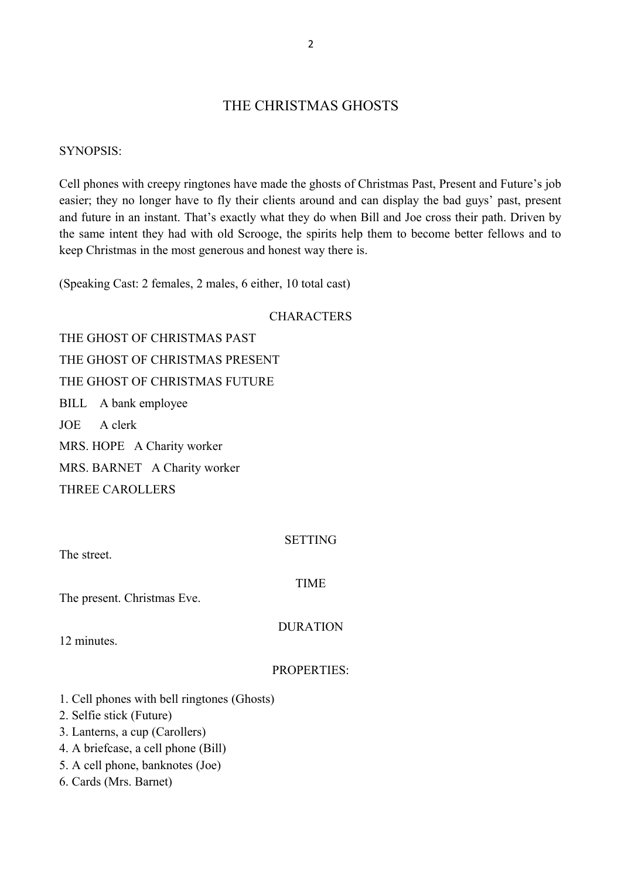# THE CHRISTMAS GHOSTS

SYNOPSIS:

Cell phones with creepy ringtones have made the ghosts of Christmas Past, Present and Future's job easier; they no longer have to fly their clients around and can display the bad guys' past, present and future in an instant. That's exactly what they do when Bill and Joe cross their path. Driven by the same intent they had with old Scrooge, the spirits help them to become better fellows and to keep Christmas in the most generous and honest way there is.

(Speaking Cast: 2 females, 2 males, 6 either, 10 total cast)

## CHARACTERS

THE GHOST OF CHRISTMAS PAST

THE GHOST OF CHRISTMAS PRESENT

THE GHOST OF CHRISTMAS FUTURE

BILL   A bank employee

JOE   A clerk

MRS. HOPE   A Charity worker

MRS. BARNET   A Charity worker

THREE CAROLLERS

## SETTING

The street.

## TIME

The present. Christmas Eve.

## DURATION

12 minutes.

## PROPERTIES:

1. Cell phones with bell ringtones (Ghosts)
2. Selfie stick (Future)
3. Lanterns, a cup (Carollers)
4. A briefcase, a cell phone (Bill)
5. A cell phone, banknotes (Joe)
6. Cards (Mrs. Barnet)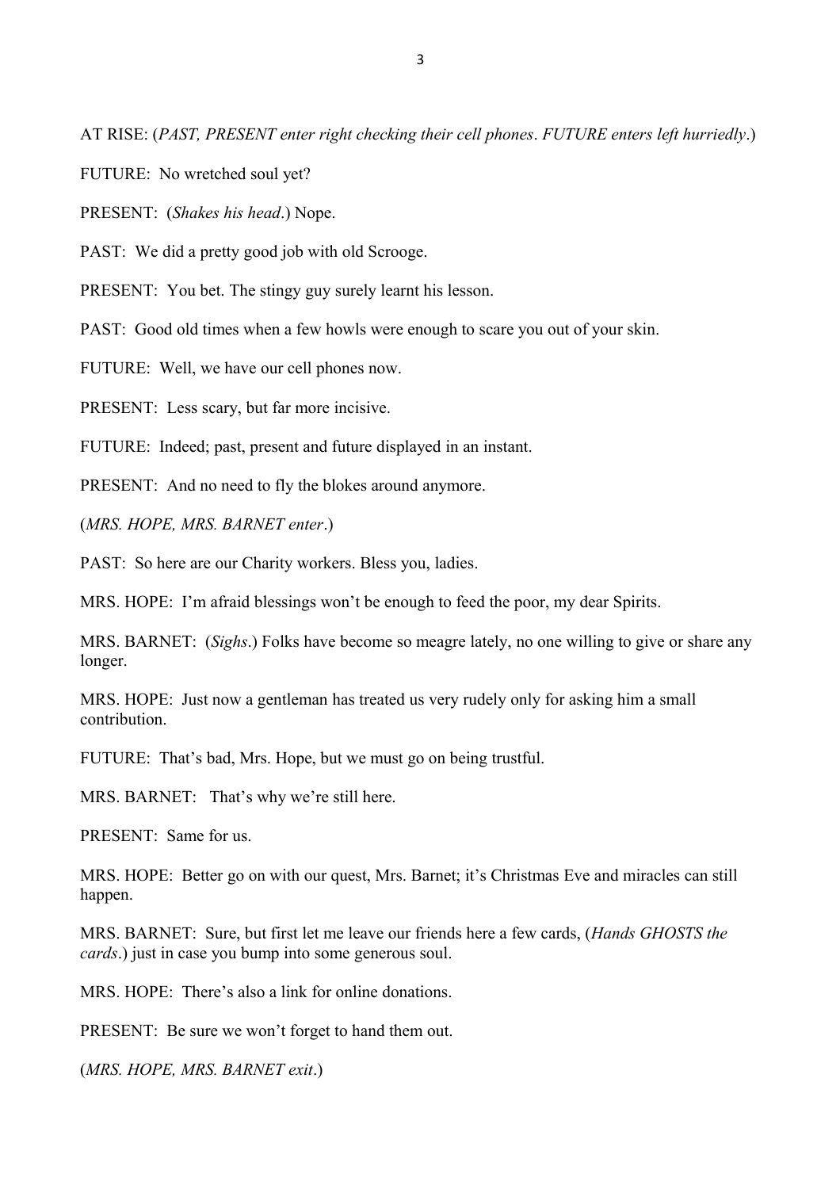AT RISE: (*PAST, PRESENT enter right checking their cell phones*. *FUTURE enters left hurriedly*.)

FUTURE: No wretched soul yet?

PRESENT: (*Shakes his head*.) Nope.

PAST: We did a pretty good job with old Scrooge.

PRESENT: You bet. The stingy guy surely learnt his lesson.

PAST: Good old times when a few howls were enough to scare you out of your skin.

FUTURE: Well, we have our cell phones now.

PRESENT: Less scary, but far more incisive.

FUTURE: Indeed; past, present and future displayed in an instant.

PRESENT: And no need to fly the blokes around anymore.

(*MRS. HOPE, MRS. BARNET enter*.)

PAST: So here are our Charity workers. Bless you, ladies.

MRS. HOPE: I'm afraid blessings won't be enough to feed the poor, my dear Spirits.

MRS. BARNET: (*Sighs*.) Folks have become so meagre lately, no one willing to give or share any longer.

MRS. HOPE: Just now a gentleman has treated us very rudely only for asking him a small contribution.

FUTURE: That's bad, Mrs. Hope, but we must go on being trustful.

MRS. BARNET: That's why we're still here.

PRESENT: Same for us.

MRS. HOPE: Better go on with our quest, Mrs. Barnet; it's Christmas Eve and miracles can still happen.

MRS. BARNET: Sure, but first let me leave our friends here a few cards, (*Hands GHOSTS the cards*.) just in case you bump into some generous soul.

MRS. HOPE: There's also a link for online donations.

PRESENT: Be sure we won't forget to hand them out.

(*MRS. HOPE, MRS. BARNET exit*.)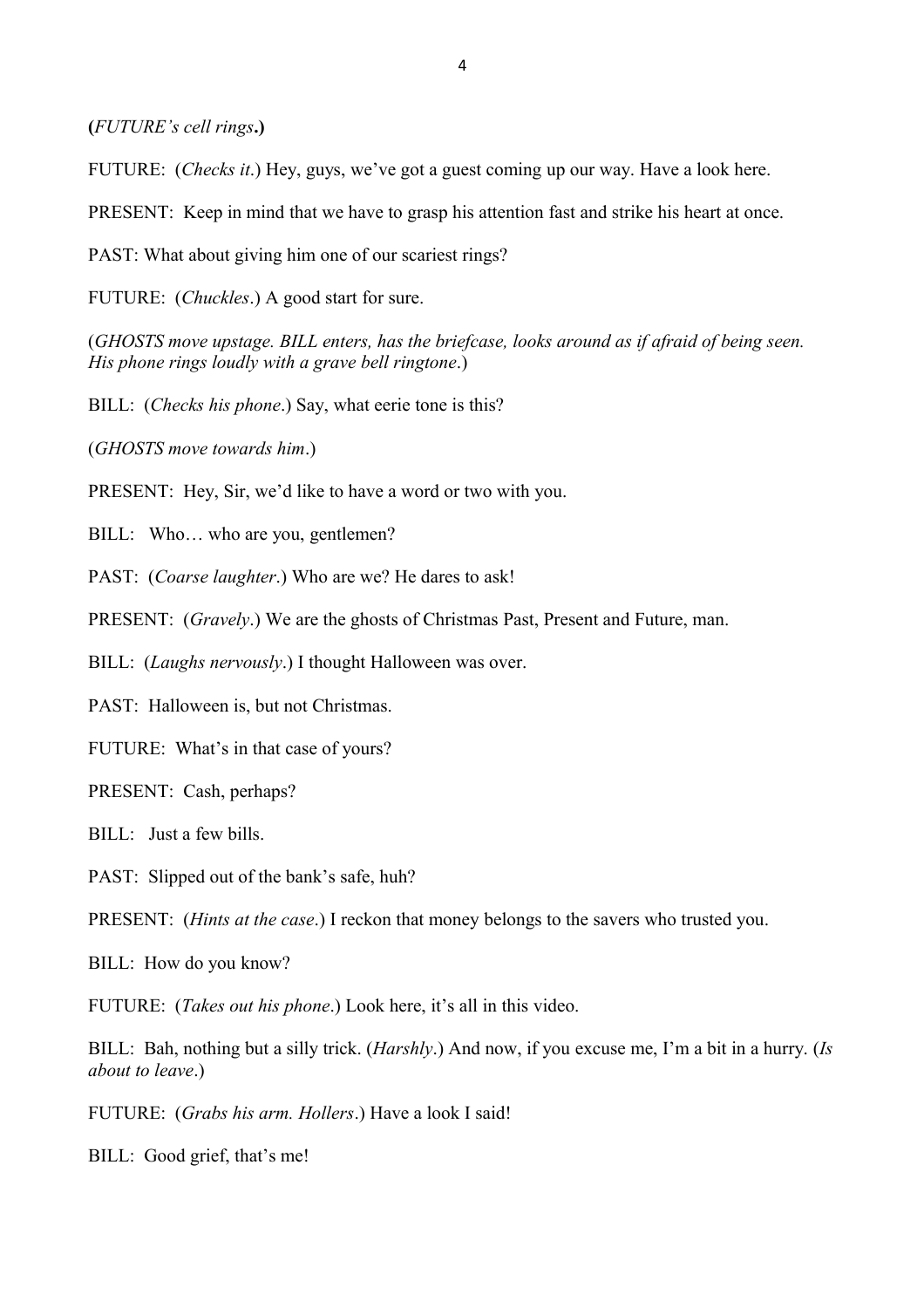**(***FUTURE's cell rings***.)**

FUTURE: (*Checks it*.) Hey, guys, we've got a guest coming up our way. Have a look here.

PRESENT: Keep in mind that we have to grasp his attention fast and strike his heart at once.

PAST: What about giving him one of our scariest rings?

FUTURE: (*Chuckles*.) A good start for sure.

(*GHOSTS move upstage. BILL enters, has the briefcase, looks around as if afraid of being seen. His phone rings loudly with a grave bell ringtone*.)

BILL: (*Checks his phone*.) Say, what eerie tone is this?

(*GHOSTS move towards him*.)

PRESENT: Hey, Sir, we'd like to have a word or two with you.

BILL: Who… who are you, gentlemen?

PAST: (*Coarse laughter*.) Who are we? He dares to ask!

PRESENT: (*Gravely*.) We are the ghosts of Christmas Past, Present and Future, man.

BILL: (*Laughs nervously*.) I thought Halloween was over.

PAST: Halloween is, but not Christmas.

FUTURE: What's in that case of yours?

PRESENT: Cash, perhaps?

BILL: Just a few bills.

PAST: Slipped out of the bank's safe, huh?

PRESENT: (*Hints at the case*.) I reckon that money belongs to the savers who trusted you.

BILL: How do you know?

FUTURE: (*Takes out his phone*.) Look here, it's all in this video.

BILL: Bah, nothing but a silly trick. (*Harshly*.) And now, if you excuse me, I'm a bit in a hurry. (*Is about to leave*.)

FUTURE: (*Grabs his arm. Hollers*.) Have a look I said!

BILL: Good grief, that's me!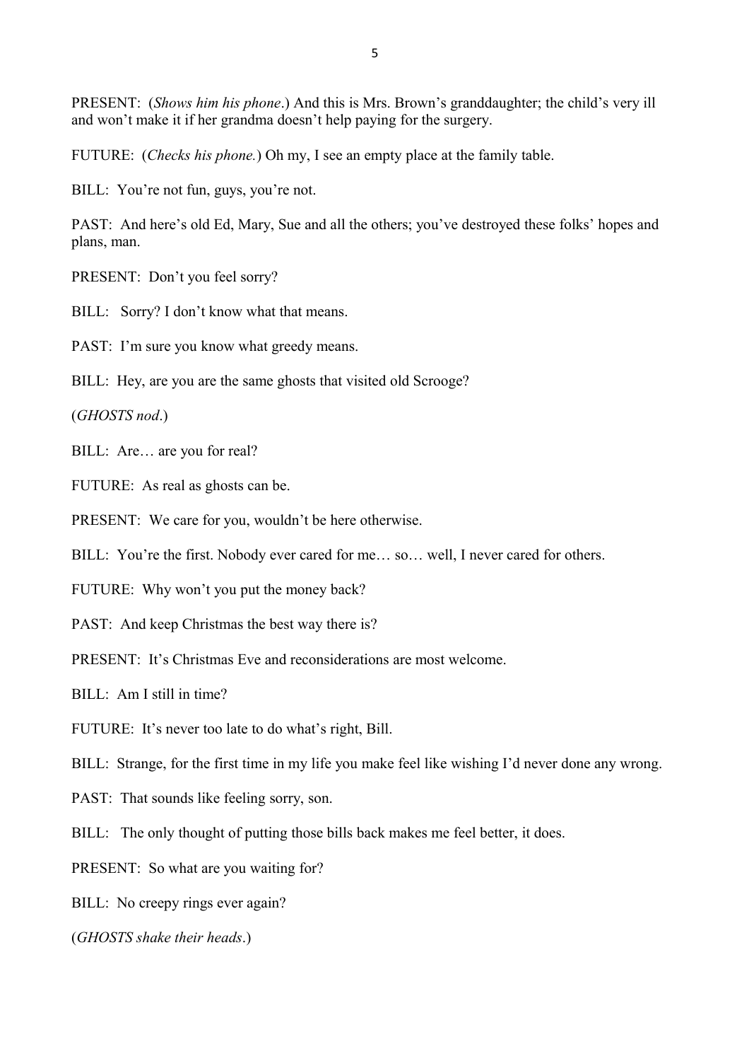PRESENT: (*Shows him his phone*.) And this is Mrs. Brown's granddaughter; the child's very ill and won't make it if her grandma doesn't help paying for the surgery.

FUTURE: (*Checks his phone.*) Oh my, I see an empty place at the family table.

BILL: You're not fun, guys, you're not.

PAST: And here's old Ed, Mary, Sue and all the others; you've destroyed these folks' hopes and plans, man.

PRESENT: Don't you feel sorry?

BILL: Sorry? I don't know what that means.

PAST: I'm sure you know what greedy means.

BILL: Hey, are you are the same ghosts that visited old Scrooge?

(*GHOSTS nod*.)

BILL: Are… are you for real?

FUTURE: As real as ghosts can be.

PRESENT: We care for you, wouldn't be here otherwise.

BILL: You're the first. Nobody ever cared for me… so… well, I never cared for others.

FUTURE: Why won't you put the money back?

PAST: And keep Christmas the best way there is?

PRESENT: It's Christmas Eve and reconsiderations are most welcome.

BILL: Am I still in time?

FUTURE: It's never too late to do what's right, Bill.

BILL: Strange, for the first time in my life you make feel like wishing I'd never done any wrong.

PAST: That sounds like feeling sorry, son.

BILL: The only thought of putting those bills back makes me feel better, it does.

PRESENT: So what are you waiting for?

BILL: No creepy rings ever again?

(*GHOSTS shake their heads*.)